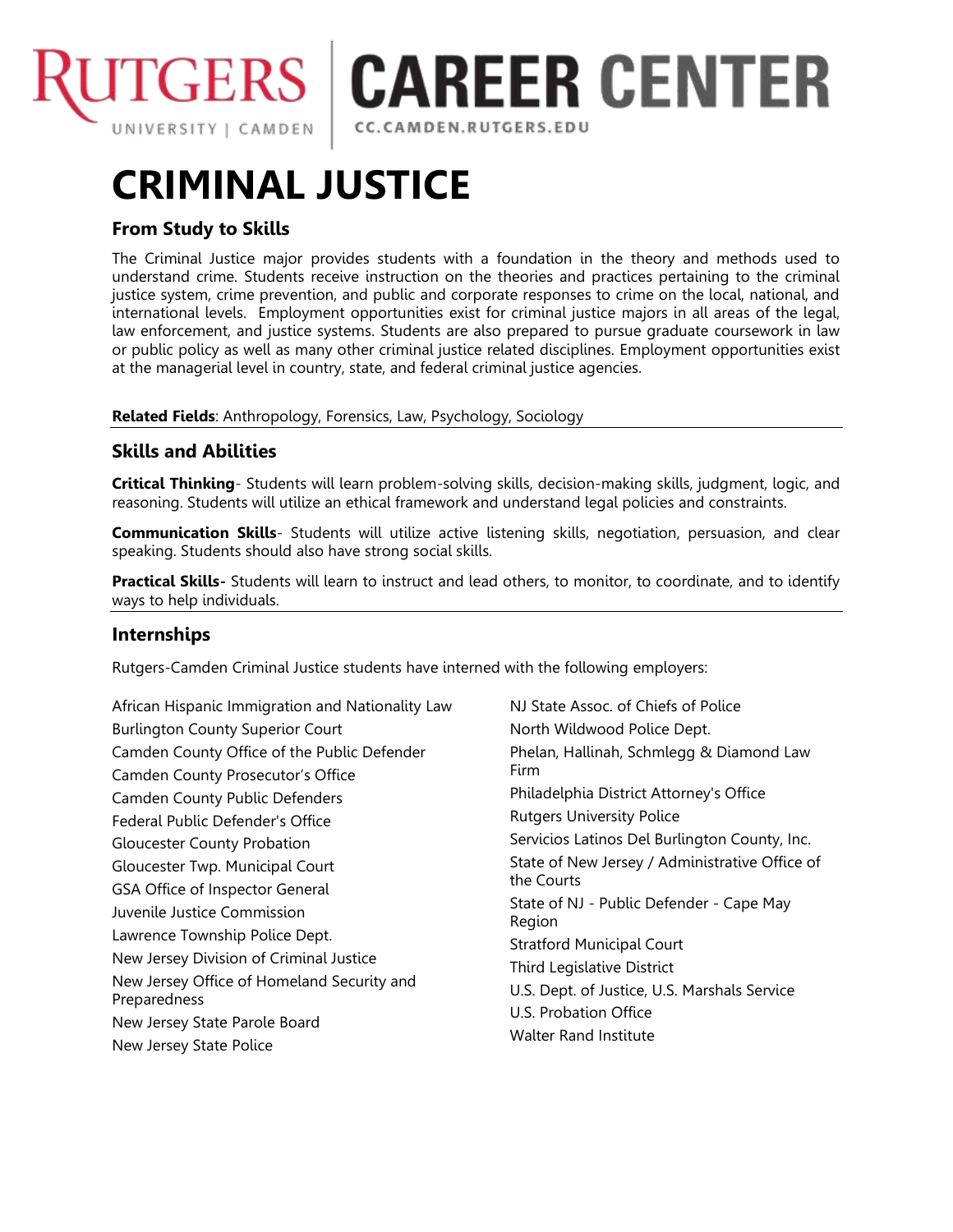Rutgers University | Camden — CAREER CENTER — CC.CAMDEN.RUTGERS.EDU

# CRIMINAL JUSTICE

### From Study to Skills

The Criminal Justice major provides students with a foundation in the theory and methods used to understand crime. Students receive instruction on the theories and practices pertaining to the criminal justice system, crime prevention, and public and corporate responses to crime on the local, national, and international levels. Employment opportunities exist for criminal justice majors in all areas of the legal, law enforcement, and justice systems. Students are also prepared to pursue graduate coursework in law or public policy as well as many other criminal justice related disciplines. Employment opportunities exist at the managerial level in country, state, and federal criminal justice agencies.

**Related Fields**: Anthropology, Forensics, Law, Psychology, Sociology

### Skills and Abilities

**Critical Thinking**- Students will learn problem-solving skills, decision-making skills, judgment, logic, and reasoning. Students will utilize an ethical framework and understand legal policies and constraints.

**Communication Skills**- Students will utilize active listening skills, negotiation, persuasion, and clear speaking. Students should also have strong social skills.

**Practical Skills-** Students will learn to instruct and lead others, to monitor, to coordinate, and to identify ways to help individuals.

### Internships

Rutgers-Camden Criminal Justice students have interned with the following employers:

African Hispanic Immigration and Nationality Law
Burlington County Superior Court
Camden County Office of the Public Defender
Camden County Prosecutor's Office
Camden County Public Defenders
Federal Public Defender's Office
Gloucester County Probation
Gloucester Twp. Municipal Court
GSA Office of Inspector General
Juvenile Justice Commission
Lawrence Township Police Dept.
New Jersey Division of Criminal Justice
New Jersey Office of Homeland Security and Preparedness
New Jersey State Parole Board
New Jersey State Police
NJ State Assoc. of Chiefs of Police
North Wildwood Police Dept.
Phelan, Hallinah, Schmlegg & Diamond Law Firm
Philadelphia District Attorney's Office
Rutgers University Police
Servicios Latinos Del Burlington County, Inc.
State of New Jersey / Administrative Office of the Courts
State of NJ - Public Defender - Cape May Region
Stratford Municipal Court
Third Legislative District
U.S. Dept. of Justice, U.S. Marshals Service
U.S. Probation Office
Walter Rand Institute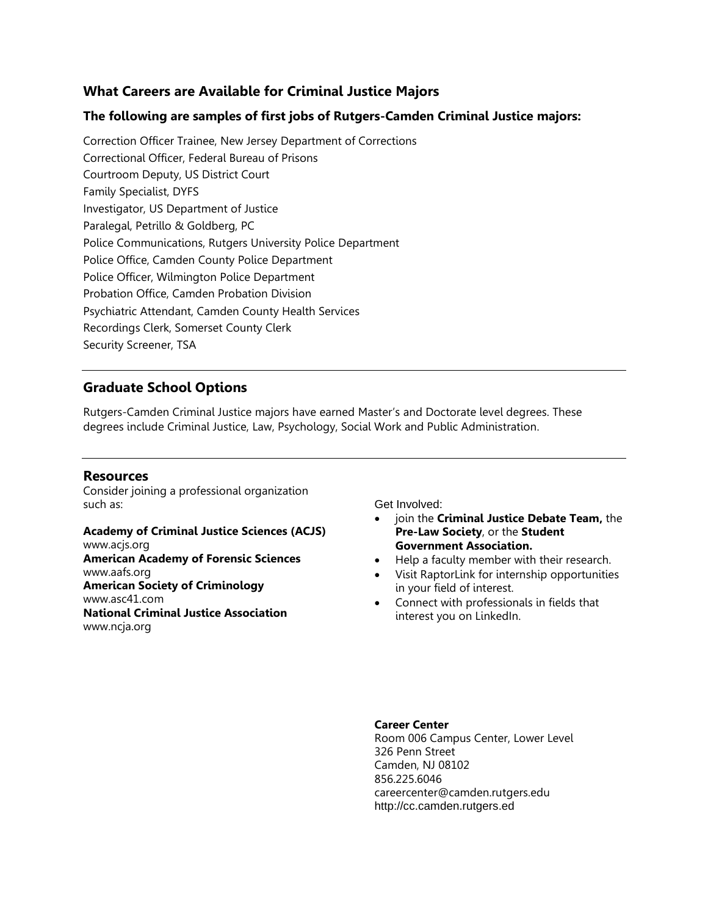## What Careers are Available for Criminal Justice Majors

### The following are samples of first jobs of Rutgers-Camden Criminal Justice majors:

Correction Officer Trainee, New Jersey Department of Corrections
Correctional Officer, Federal Bureau of Prisons
Courtroom Deputy, US District Court
Family Specialist, DYFS
Investigator, US Department of Justice
Paralegal, Petrillo & Goldberg, PC
Police Communications, Rutgers University Police Department
Police Office, Camden County Police Department
Police Officer, Wilmington Police Department
Probation Office, Camden Probation Division
Psychiatric Attendant, Camden County Health Services
Recordings Clerk, Somerset County Clerk
Security Screener, TSA

---

## Graduate School Options

Rutgers-Camden Criminal Justice majors have earned Master's and Doctorate level degrees. These degrees include Criminal Justice, Law, Psychology, Social Work and Public Administration.

---

## Resources

Consider joining a professional organization such as:

**Academy of Criminal Justice Sciences (ACJS)**
www.acjs.org
**American Academy of Forensic Sciences**
www.aafs.org
**American Society of Criminology**
www.asc41.com
**National Criminal Justice Association**
www.ncja.org

Get Involved:

- join the **Criminal Justice Debate Team,** the **Pre-Law Society**, or the **Student Government Association.**
- Help a faculty member with their research.
- Visit RaptorLink for internship opportunities in your field of interest.
- Connect with professionals in fields that interest you on LinkedIn.

**Career Center**
Room 006 Campus Center, Lower Level
326 Penn Street
Camden, NJ 08102
856.225.6046
careercenter@camden.rutgers.edu
http://cc.camden.rutgers.ed